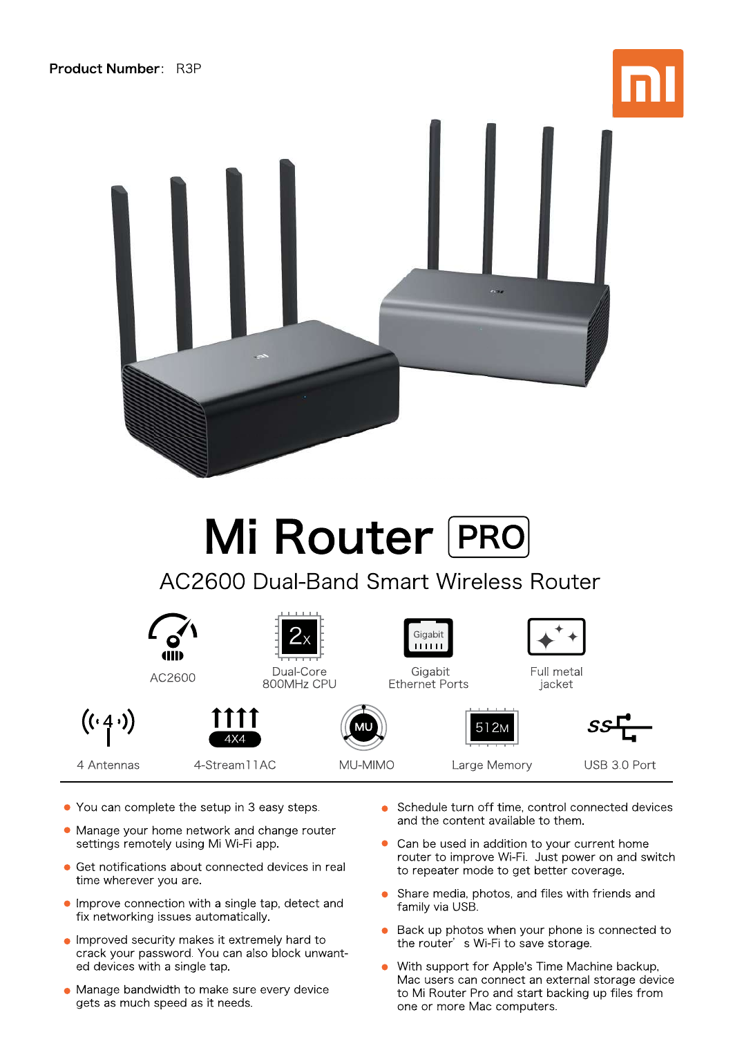**Product Number**: R3P

# Mi Router PRO

## AC2600 Dual-Band Smart Wireless Router

- AC2600
- Dual-Core 800MHz CPU
- Gigabit Ethernet Ports
- Full metal jacket
- 4 Antennas
- 4-Stream11AC
- MU-MIMO
- Large Memory
- USB 3.0 Port

---

- You can complete the setup in 3 easy steps.
- Manage your home network and change router settings remotely using Mi Wi-Fi app.
- Get notifications about connected devices in real time wherever you are.
- Improve connection with a single tap, detect and fix networking issues automatically.
- Improved security makes it extremely hard to crack your password. You can also block unwanted devices with a single tap.
- Manage bandwidth to make sure every device gets as much speed as it needs.
- Schedule turn off time, control connected devices and the content available to them.
- Can be used in addition to your current home router to improve Wi-Fi. Just power on and switch to repeater mode to get better coverage.
- Share media, photos, and files with friends and family via USB.
- Back up photos when your phone is connected to the router' s Wi-Fi to save storage.
- With support for Apple's Time Machine backup, Mac users can connect an external storage device to Mi Router Pro and start backing up files from one or more Mac computers.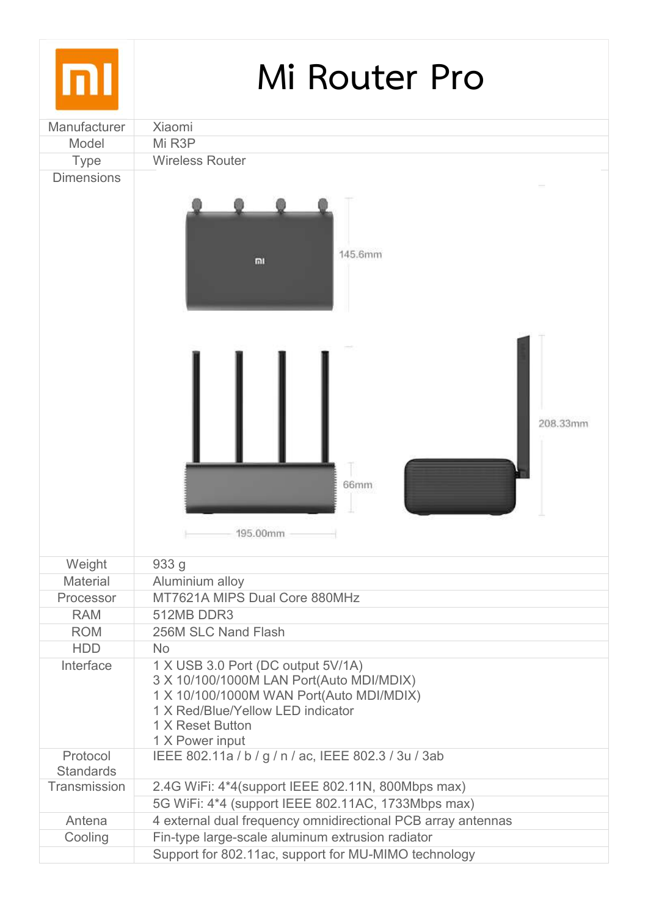# Mi Router Pro

| | |
|---|---|
| Manufacturer | Xiaomi |
| Model | Mi R3P |
| Type | Wireless Router |
| Dimensions | 145.6mm; 208.33mm; 66mm; 195.00mm |
| Weight | 933 g |
| Material | Aluminium alloy |
| Processor | MT7621A MIPS Dual Core 880MHz |
| RAM | 512MB DDR3 |
| ROM | 256M SLC Nand Flash |
| HDD | No |
| Interface | 1 X USB 3.0 Port (DC output 5V/1A)<br>3 X 10/100/1000M LAN Port(Auto MDI/MDIX)<br>1 X 10/100/1000M WAN Port(Auto MDI/MDIX)<br>1 X Red/Blue/Yellow LED indicator<br>1 X Reset Button<br>1 X Power input |
| Protocol Standards | IEEE 802.11a / b / g / n / ac, IEEE 802.3 / 3u / 3ab |
| Transmission | 2.4G WiFi: 4*4(support IEEE 802.11N, 800Mbps max) |
| | 5G WiFi: 4*4 (support IEEE 802.11AC, 1733Mbps max) |
| Antena | 4 external dual frequency omnidirectional PCB array antennas |
| Cooling | Fin-type large-scale aluminum extrusion radiator |
| | Support for 802.11ac, support for MU-MIMO technology |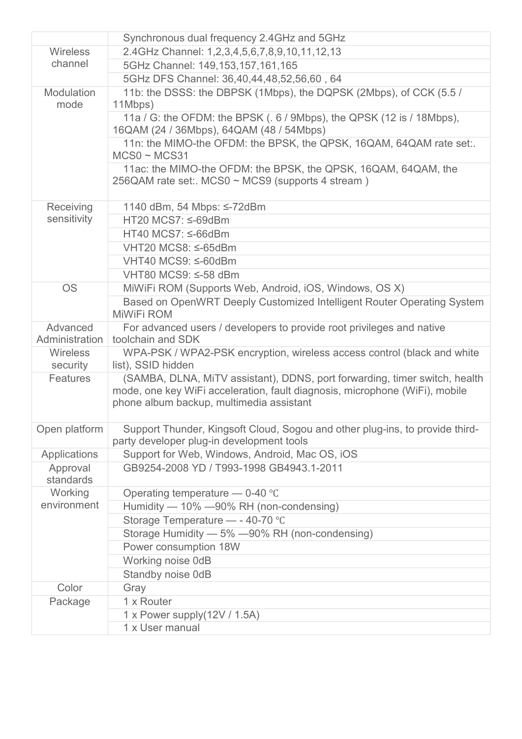| | |
|---|---|
| Wireless channel | Synchronous dual frequency 2.4GHz and 5GHz |
| | 2.4GHz Channel: 1,2,3,4,5,6,7,8,9,10,11,12,13 |
| | 5GHz Channel: 149,153,157,161,165 |
| | 5GHz DFS Channel: 36,40,44,48,52,56,60 , 64 |
| Modulation mode | 11b: the DSSS: the DBPSK (1Mbps), the DQPSK (2Mbps), of CCK (5.5 / 11Mbps) |
| | 11a / G: the OFDM: the BPSK (. 6 / 9Mbps), the QPSK (12 is / 18Mbps), 16QAM (24 / 36Mbps), 64QAM (48 / 54Mbps) |
| | 11n: the MIMO-the OFDM: the BPSK, the QPSK, 16QAM, 64QAM rate set:. MCS0 ~ MCS31 |
| | 11ac: the MIMO-the OFDM: the BPSK, the QPSK, 16QAM, 64QAM, the 256QAM rate set:. MCS0 ~ MCS9 (supports 4 stream ) |
| Receiving sensitivity | 1140 dBm, 54 Mbps: ≤-72dBm |
| | HT20 MCS7: ≤-69dBm |
| | HT40 MCS7: ≤-66dBm |
| | VHT20 MCS8: ≤-65dBm |
| | VHT40 MCS9: ≤-60dBm |
| | VHT80 MCS9: ≤-58 dBm |
| OS | MiWiFi ROM (Supports Web, Android, iOS, Windows, OS X) |
| | Based on OpenWRT Deeply Customized Intelligent Router Operating System MiWiFi ROM |
| Advanced Administration | For advanced users / developers to provide root privileges and native toolchain and SDK |
| Wireless security | WPA-PSK / WPA2-PSK encryption, wireless access control (black and white list), SSID hidden |
| Features | (SAMBA, DLNA, MiTV assistant), DDNS, port forwarding, timer switch, health mode, one key WiFi acceleration, fault diagnosis, microphone (WiFi), mobile phone album backup, multimedia assistant |
| Open platform | Support Thunder, Kingsoft Cloud, Sogou and other plug-ins, to provide third-party developer plug-in development tools |
| Applications | Support for Web, Windows, Android, Mac OS, iOS |
| Approval standards | GB9254-2008 YD / T993-1998 GB4943.1-2011 |
| Working environment | Operating temperature — 0-40 ℃ |
| | Humidity — 10% —90% RH (non-condensing) |
| | Storage Temperature — - 40-70 ℃ |
| | Storage Humidity — 5% —90% RH (non-condensing) |
| | Power consumption 18W |
| | Working noise 0dB |
| | Standby noise 0dB |
| Color | Gray |
| Package | 1 x Router |
| | 1 x Power supply(12V / 1.5A) |
| | 1 x User manual |